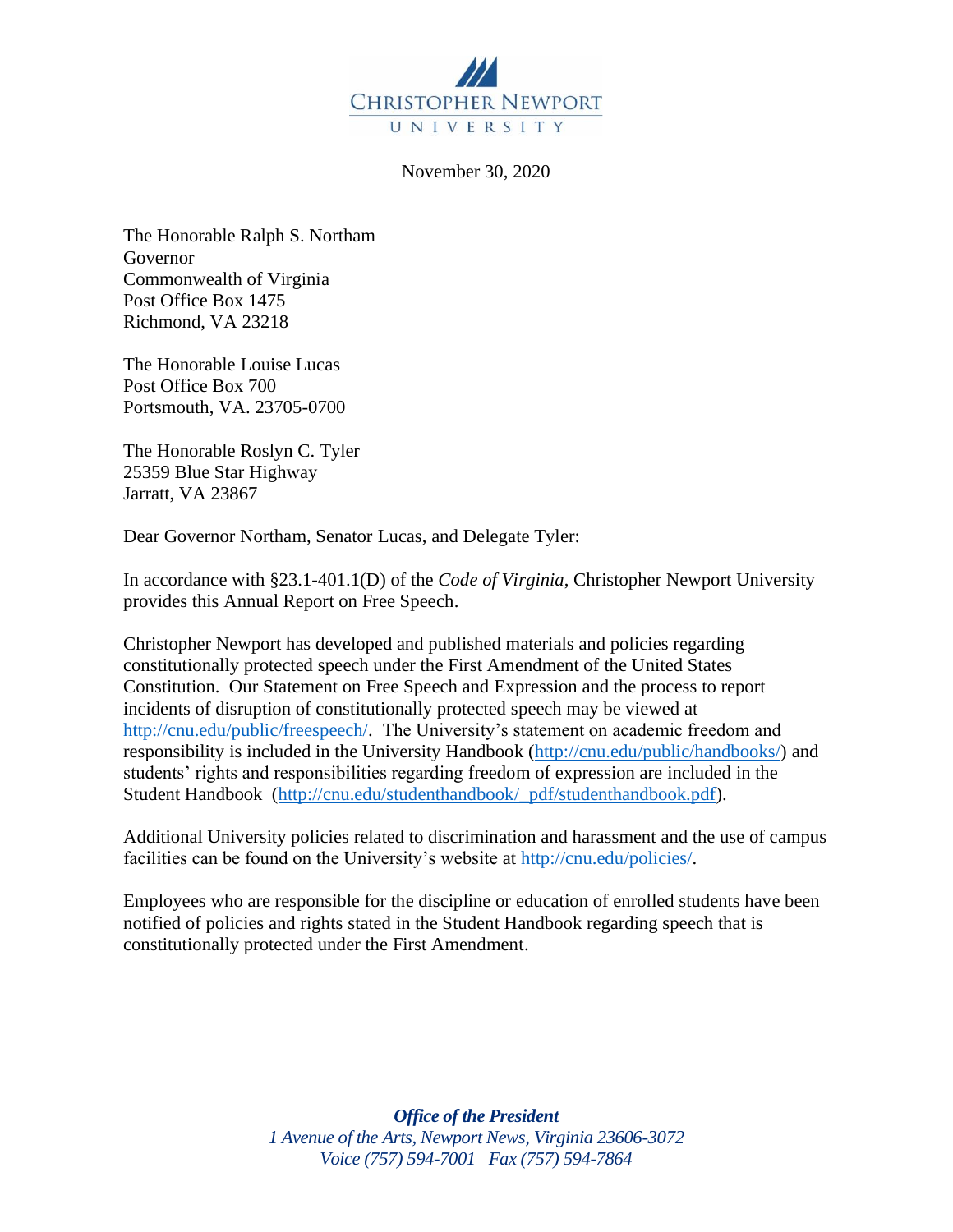CHRISTOPHER NEWPORT UNIVERSITY

November 30, 2020

The Honorable Ralph S. Northam
Governor
Commonwealth of Virginia
Post Office Box 1475
Richmond, VA 23218

The Honorable Louise Lucas
Post Office Box 700
Portsmouth, VA. 23705-0700

The Honorable Roslyn C. Tyler
25359 Blue Star Highway
Jarratt, VA 23867

Dear Governor Northam, Senator Lucas, and Delegate Tyler:

In accordance with §23.1-401.1(D) of the *Code of Virginia*, Christopher Newport University provides this Annual Report on Free Speech.

Christopher Newport has developed and published materials and policies regarding constitutionally protected speech under the First Amendment of the United States Constitution. Our Statement on Free Speech and Expression and the process to report incidents of disruption of constitutionally protected speech may be viewed at http://cnu.edu/public/freespeech/. The University's statement on academic freedom and responsibility is included in the University Handbook (http://cnu.edu/public/handbooks/) and students' rights and responsibilities regarding freedom of expression are included in the Student Handbook (http://cnu.edu/studenthandbook/_pdf/studenthandbook.pdf).

Additional University policies related to discrimination and harassment and the use of campus facilities can be found on the University's website at http://cnu.edu/policies/.

Employees who are responsible for the discipline or education of enrolled students have been notified of policies and rights stated in the Student Handbook regarding speech that is constitutionally protected under the First Amendment.

***Office of the President***
*1 Avenue of the Arts, Newport News, Virginia 23606-3072*
*Voice (757) 594-7001 Fax (757) 594-7864*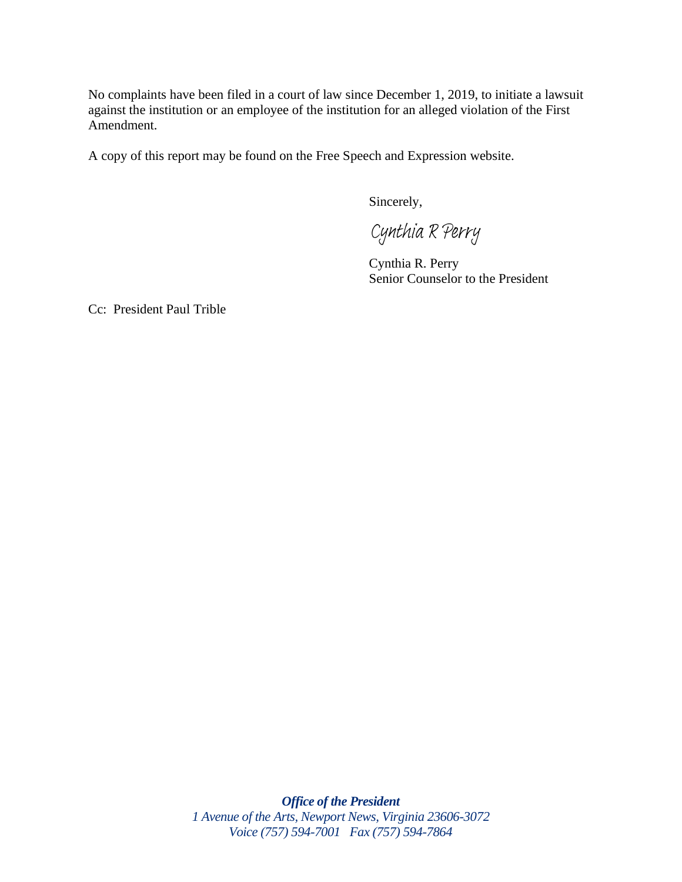No complaints have been filed in a court of law since December 1, 2019, to initiate a lawsuit against the institution or an employee of the institution for an alleged violation of the First Amendment.

A copy of this report may be found on the Free Speech and Expression website.

Sincerely,

Cynthia R Perry

Cynthia R. Perry
Senior Counselor to the President

Cc: President Paul Trible

***Office of the President***
*1 Avenue of the Arts, Newport News, Virginia 23606-3072*
*Voice (757) 594-7001 Fax (757) 594-7864*